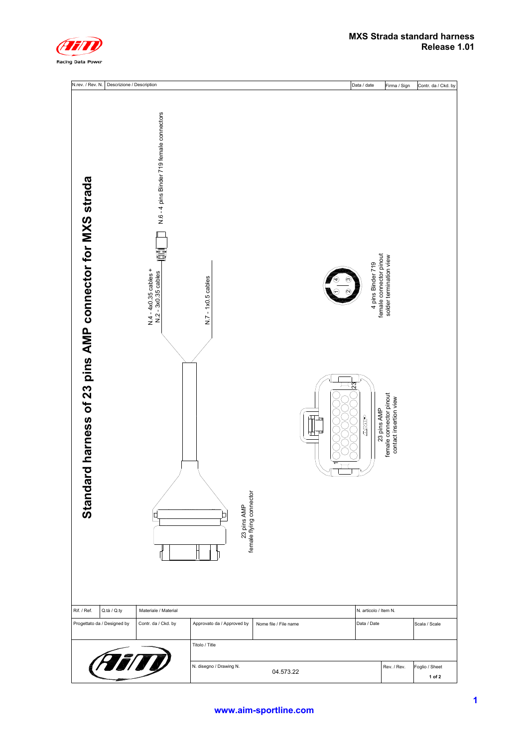# MXS Strada standard harness
## Release 1.01

| N.rev. / Rev. N. | Descrizione / Description | Data / date | Firma / Sign | Contr. da / Ckd. by |
|---|---|---|---|---|

# Standard harness of 23 pins AMP connector for MXS strada

N.6 - 4 pins Binder 719 female connectors

N.4 - 4x0.35 cables + N.2 - 3x0.35 cables

N.7 - 1x0.5 cables

4 pins Binder 719 female connector pinout solder termination view

23 pins AMP female connector pinout contact insertion view

23 pins AMP female flying connector

| Rif. / Ref. | Q.tà / Q.ty | Materiale / Material | | | N. articolo / Item N. | | |
|---|---|---|---|---|---|---|---|
| Progettato da / Designed by | Contr. da / Ckd. by | Approvato da / Approved by | Nome file / File name | | Data / Date | | Scala / Scale |
| | | Titolo / Title | | | | | |
| | | N. disegno / Drawing N. | 04.573.22 | | | Rev. / Rev. | Foglio / Sheet 1 of 2 |

www.aim-sportline.com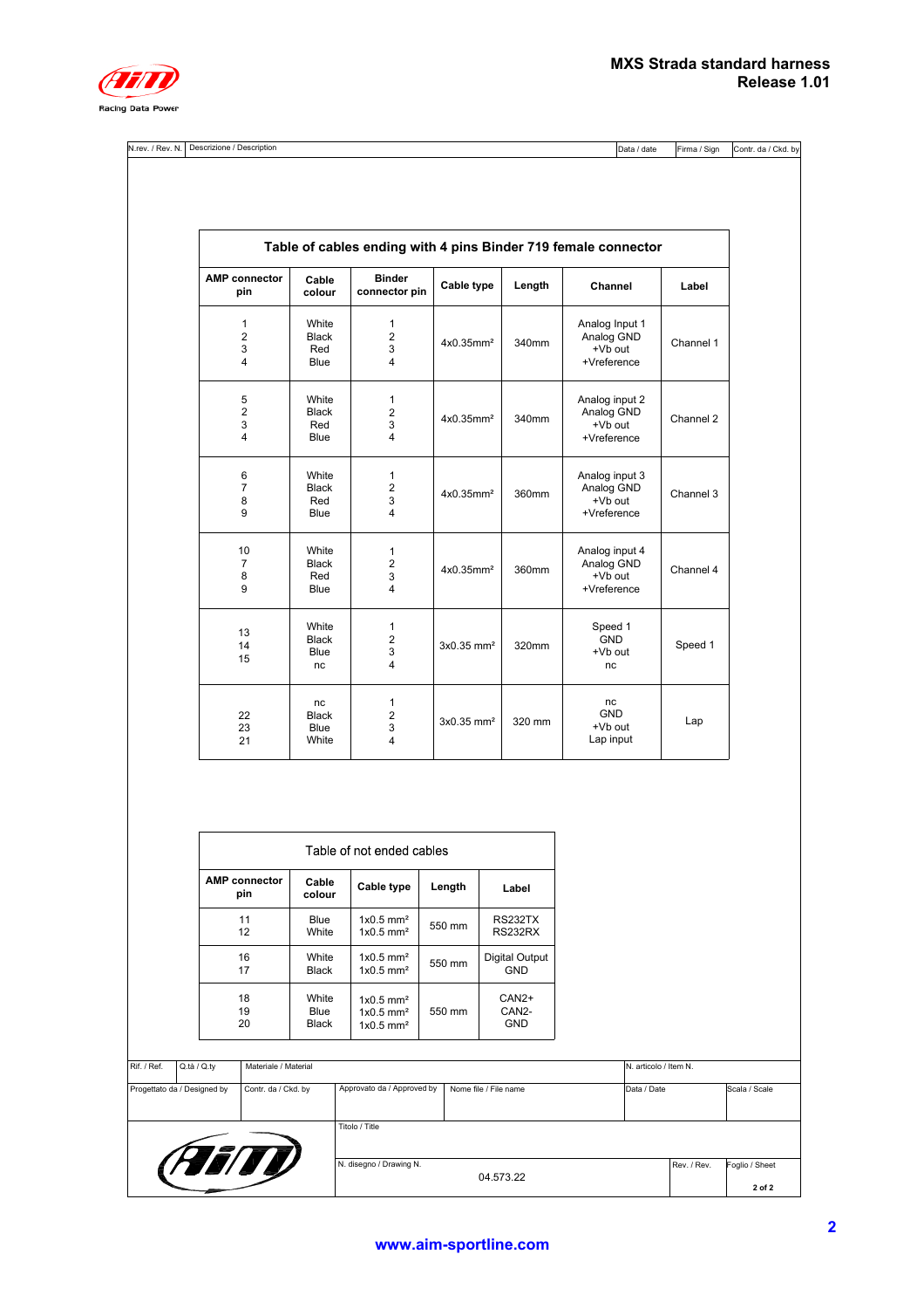| N.rev. / Rev. N. | Descrizione / Description | Data / date | Firma / Sign | Contr. da / Ckd. by |
|---|---|---|---|---|

**Table of cables ending with 4 pins Binder 719 female connector**

| AMP connector pin | Cable colour | Binder connector pin | Cable type | Length | Channel | Label |
|---|---|---|---|---|---|---|
| 1<br>2<br>3<br>4 | White<br>Black<br>Red<br>Blue | 1<br>2<br>3<br>4 | 4x0.35mm² | 340mm | Analog Input 1<br>Analog GND<br>+Vb out<br>+Vreference | Channel 1 |
| 5<br>2<br>3<br>4 | White<br>Black<br>Red<br>Blue | 1<br>2<br>3<br>4 | 4x0.35mm² | 340mm | Analog input 2<br>Analog GND<br>+Vb out<br>+Vreference | Channel 2 |
| 6<br>7<br>8<br>9 | White<br>Black<br>Red<br>Blue | 1<br>2<br>3<br>4 | 4x0.35mm² | 360mm | Analog input 3<br>Analog GND<br>+Vb out<br>+Vreference | Channel 3 |
| 10<br>7<br>8<br>9 | White<br>Black<br>Red<br>Blue | 1<br>2<br>3<br>4 | 4x0.35mm² | 360mm | Analog input 4<br>Analog GND<br>+Vb out<br>+Vreference | Channel 4 |
| 13<br>14<br>15 | White<br>Black<br>Blue<br>nc | 1<br>2<br>3<br>4 | 3x0.35 mm² | 320mm | Speed 1<br>GND<br>+Vb out<br>nc | Speed 1 |
| 22<br>23<br>21 | nc<br>Black<br>Blue<br>White | 1<br>2<br>3<br>4 | 3x0.35 mm² | 320 mm | nc<br>GND<br>+Vb out<br>Lap input | Lap |

Table of not ended cables

| AMP connector pin | Cable colour | Cable type | Length | Label |
|---|---|---|---|---|
| 11<br>12 | Blue<br>White | 1x0.5 mm²<br>1x0.5 mm² | 550 mm | RS232TX<br>RS232RX |
| 16<br>17 | White<br>Black | 1x0.5 mm²<br>1x0.5 mm² | 550 mm | Digital Output<br>GND |
| 18<br>19<br>20 | White<br>Blue<br>Black | 1x0.5 mm²<br>1x0.5 mm²<br>1x0.5 mm² | 550 mm | CAN2+<br>CAN2-<br>GND |

| Rif. / Ref. | Q.tà / Q.ty | Materiale / Material | | N. articolo / Item N. | |
|---|---|---|---|---|---|
| Progettato da / Designed by | Contr. da / Ckd. by | Approvato da / Approved by | Nome file / File name | Data / Date | Scala / Scale |
| | | Titolo / Title | | | |
| | | N. disegno / Drawing N.<br>04.573.22 | | Rev. / Rev. | Foglio / Sheet<br>2 of 2 |

www.aim-sportline.com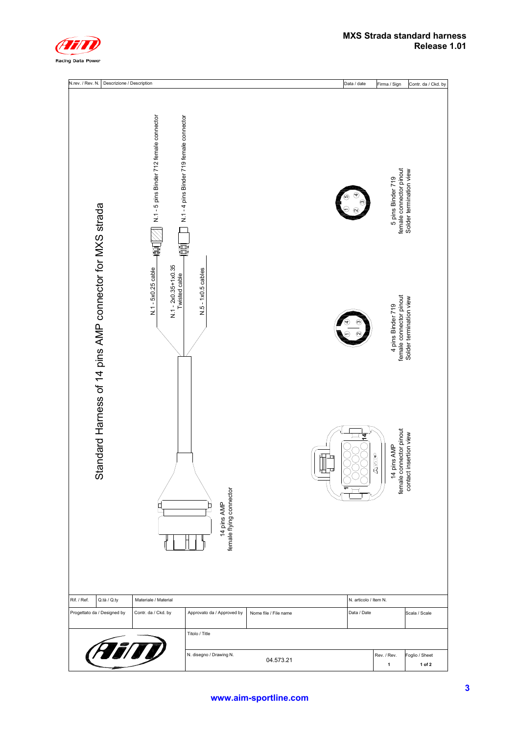# Standard Harness of 14 pins AMP connector for MXS strada

N.1 - 5 pins Binder 712 female connector

N.1 - 4 pins Binder 719 female connector

N.1 - 5x0.25 cable

N.1 - 2x0.35+1x0.35
Twisted cable

N.5 - 1x0.5 cables

14 pins AMP
female flying connector

5 pins Binder 719
female connector pinout
Solder termination view

4 pins Binder 719
female connector pinout
Solder termination view

14 pins AMP
female connector pinout
contact insertion view

| N.rev. / Rev. N. | Descrizione / Description | | | Data / date | Firma / Sign | Contr. da / Ckd. by |
|---|---|---|---|---|---|---|
| Rif. / Ref. | Q.tà / Q.ty | Materiale / Material | | N. articolo / Item N. | | |
| Progettato da / Designed by | Contr. da / Ckd. by | Approvato da / Approved by | Nome file / File name | Data / Date | | Scala / Scale |
| | | Titolo / Title | | | | |
| | | N. disegno / Drawing N. | 04.573.21 | | Rev. / Rev. 1 | Foglio / Sheet 1 of 2 |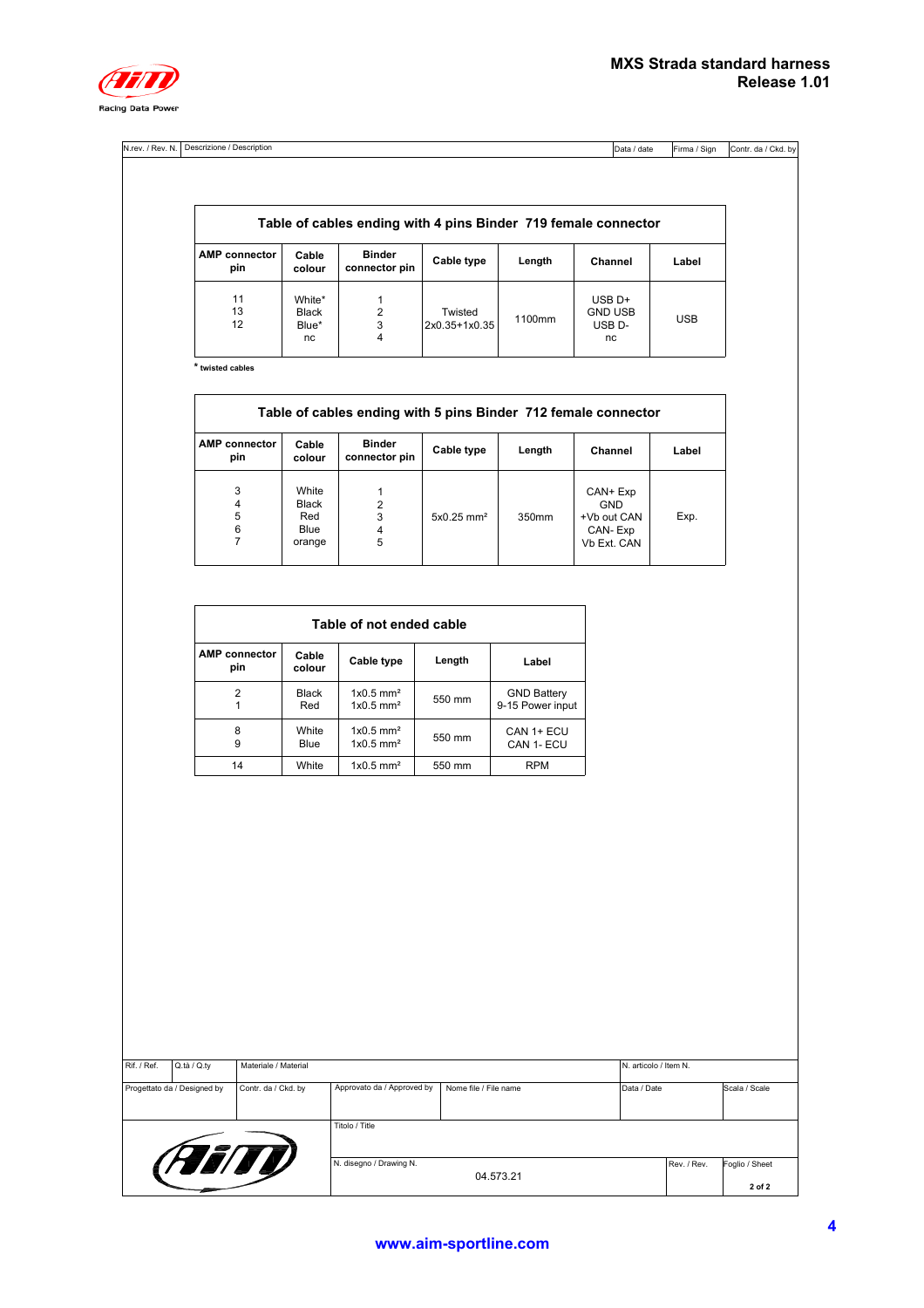| N.rev. / Rev. N. | Descrizione / Description | Data / date | Firma / Sign | Contr. da / Ckd. by |
|---|---|---|---|---|

**Table of cables ending with 4 pins Binder 719 female connector**

| AMP connector pin | Cable colour | Binder connector pin | Cable type | Length | Channel | Label |
|---|---|---|---|---|---|---|
| 11<br>13<br>12 | White*<br>Black<br>Blue*<br>nc | 1<br>2<br>3<br>4 | Twisted 2x0.35+1x0.35 | 1100mm | USB D+<br>GND USB<br>USB D-<br>nc | USB |

* twisted cables

**Table of cables ending with 5 pins Binder 712 female connector**

| AMP connector pin | Cable colour | Binder connector pin | Cable type | Length | Channel | Label |
|---|---|---|---|---|---|---|
| 3<br>4<br>5<br>6<br>7 | White<br>Black<br>Red<br>Blue<br>orange | 1<br>2<br>3<br>4<br>5 | 5x0.25 mm² | 350mm | CAN+ Exp<br>GND<br>+Vb out CAN<br>CAN- Exp<br>Vb Ext. CAN | Exp. |

**Table of not ended cable**

| AMP connector pin | Cable colour | Cable type | Length | Label |
|---|---|---|---|---|
| 2<br>1 | Black<br>Red | 1x0.5 mm²<br>1x0.5 mm² | 550 mm | GND Battery<br>9-15 Power input |
| 8<br>9 | White<br>Blue | 1x0.5 mm²<br>1x0.5 mm² | 550 mm | CAN 1+ ECU<br>CAN 1- ECU |
| 14 | White | 1x0.5 mm² | 550 mm | RPM |

| Rif. / Ref. | Q.tà / Q.ty | Materiale / Material | | | N. articolo / Item N. | |
|---|---|---|---|---|---|---|
| Progettato da / Designed by | Contr. da / Ckd. by | Approvato da / Approved by | Nome file / File name | | Data / Date | Scala / Scale |
| | | Titolo / Title | | | | |
| | | N. disegno / Drawing N. | 04.573.21 | | Rev. / Rev. | Foglio / Sheet 2 of 2 |

www.aim-sportline.com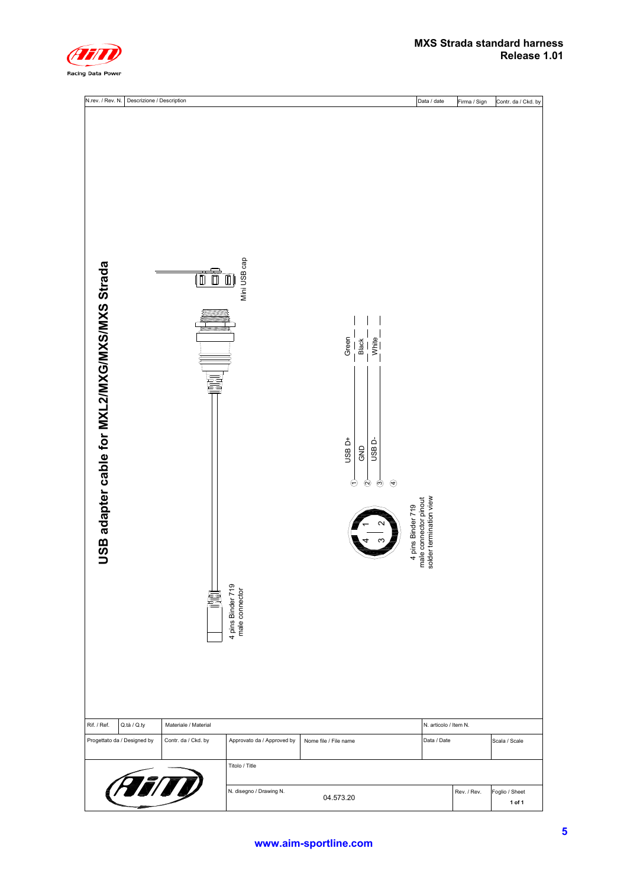# USB adapter cable for MXL2/MXG/MXS/MXS Strada

| N.rev. / Rev. N. | Descrizione / Description | Data / date | Firma / Sign | Contr. da / Ckd. by |
|---|---|---|---|---|
| | | | | |

Mini USB cap

Green
Black
White

USB D+
GND
USB D-

① ② ③ ④

4 pins Binder 719
male connector pinout
solder termination view

4 pins Binder 719
male connector

| | | | | |
|---|---|---|---|---|
| Rif. / Ref. | Q.tà / Q.ty | Materiale / Material | | N. articolo / Item N. |
| Progettato da / Designed by | Contr. da / Ckd. by | Approvato da / Approved by | Nome file / File name | Data / Date | Scala / Scale |
| | | Titolo / Title | | | |
| | | N. disegno / Drawing N. | 04.573.20 | Rev. / Rev. | Foglio / Sheet 1 of 1 |